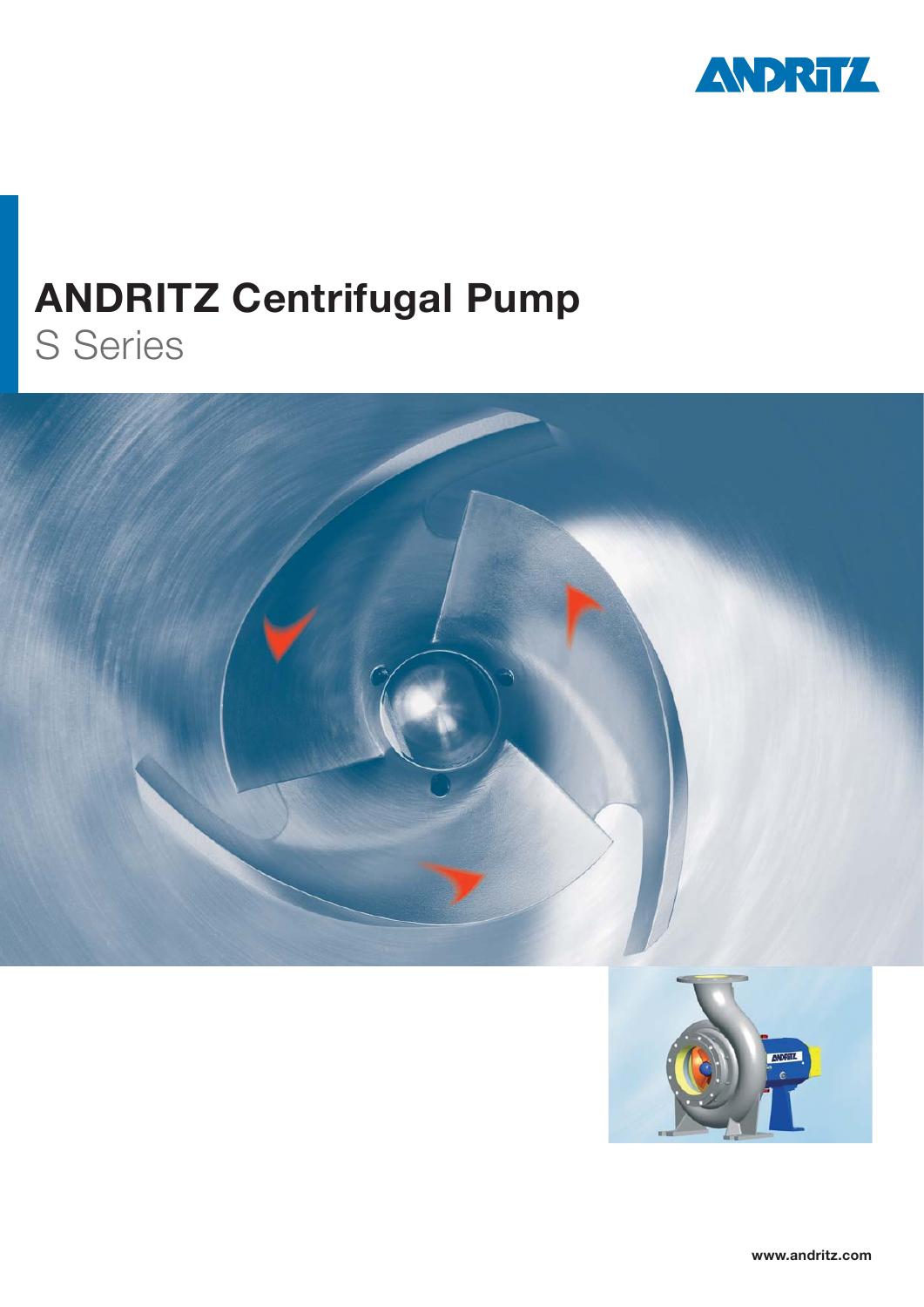# ANDRITZ Centrifugal Pump

## S Series

www.andritz.com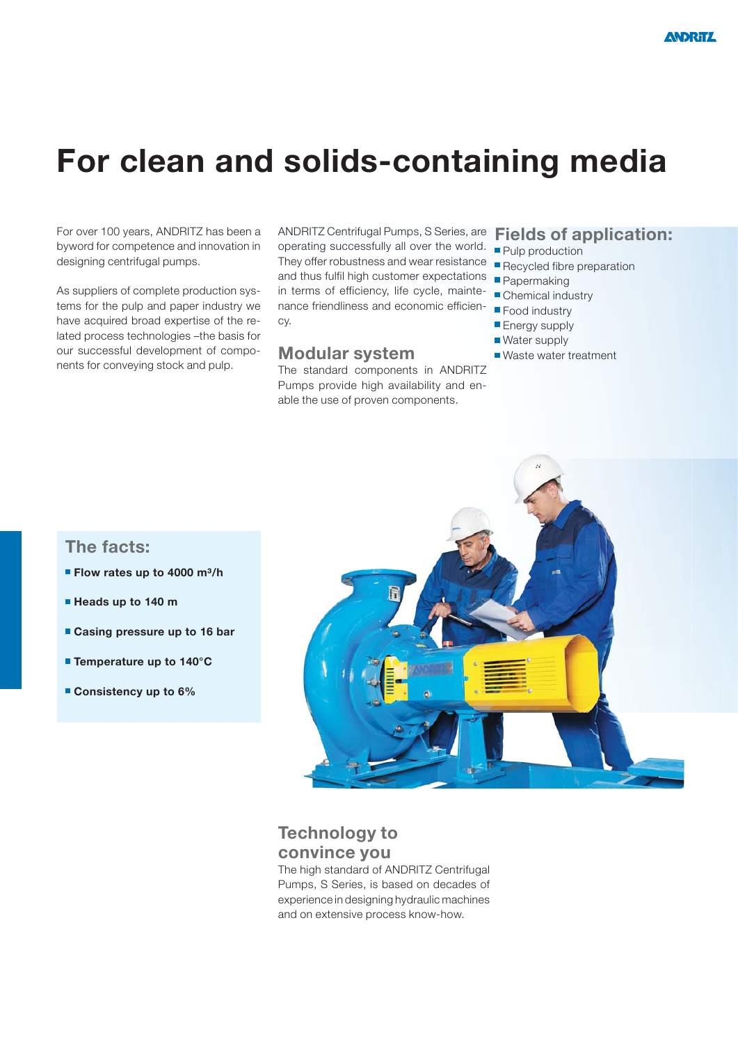# For clean and solids-containing media

For over 100 years, ANDRITZ has been a byword for competence and innovation in designing centrifugal pumps.

As suppliers of complete production systems for the pulp and paper industry we have acquired broad expertise of the related process technologies –the basis for our successful development of components for conveying stock and pulp.

ANDRITZ Centrifugal Pumps, S Series, are operating successfully all over the world. They offer robustness and wear resistance and thus fulfil high customer expectations in terms of efficiency, life cycle, maintenance friendliness and economic efficiency.

## Modular system

The standard components in ANDRITZ Pumps provide high availability and enable the use of proven components.

## Fields of application:

- Pulp production
- Recycled fibre preparation
- Papermaking
- Chemical industry
- Food industry
- Energy supply
- Water supply
- Waste water treatment

## The facts:

- **Flow rates up to 4000 m³/h**
- **Heads up to 140 m**
- **Casing pressure up to 16 bar**
- **Temperature up to 140°C**
- **Consistency up to 6%**

## Technology to convince you

The high standard of ANDRITZ Centrifugal Pumps, S Series, is based on decades of experience in designing hydraulic machines and on extensive process know-how.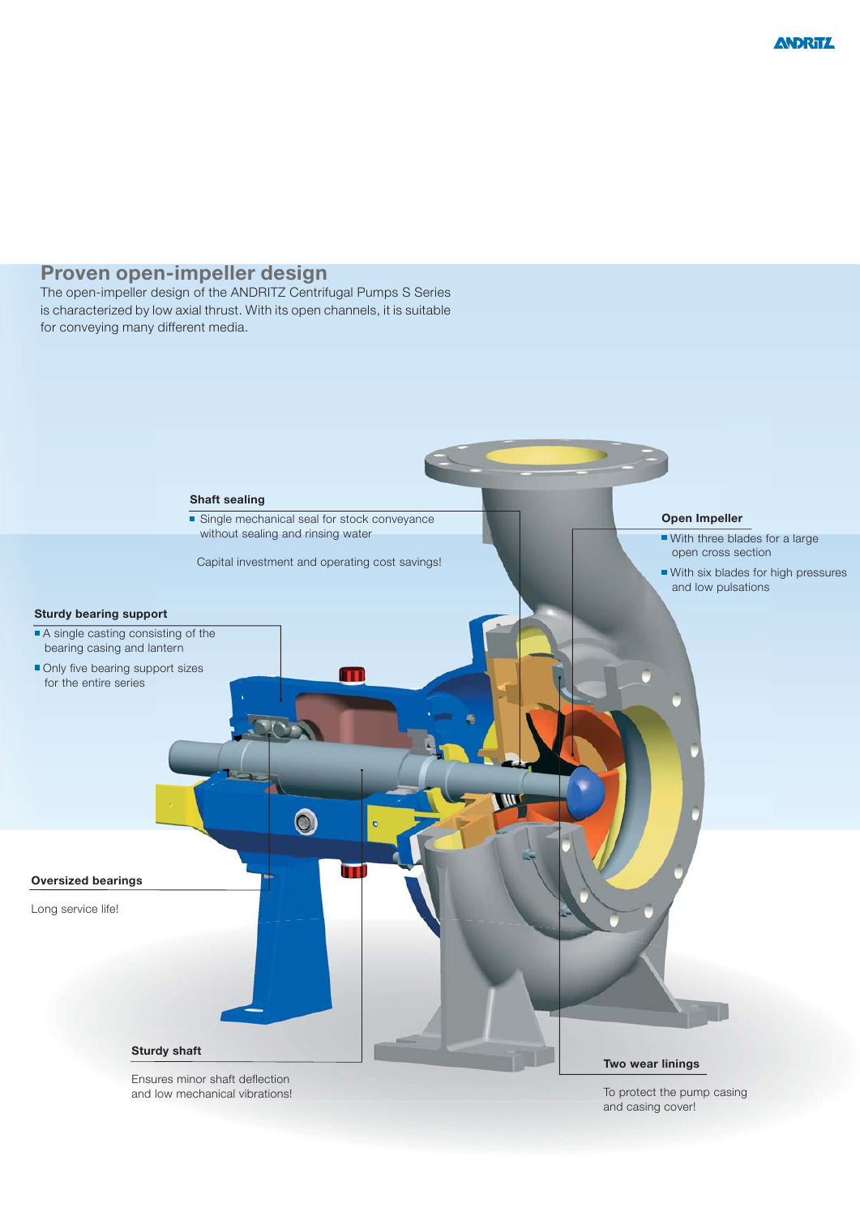## Proven open-impeller design

The open-impeller design of the ANDRITZ Centrifugal Pumps S Series is characterized by low axial thrust. With its open channels, it is suitable for conveying many different media.

**Shaft sealing**

- Single mechanical seal for stock conveyance without sealing and rinsing water

Capital investment and operating cost savings!

**Open Impeller**

- With three blades for a large open cross section
- With six blades for high pressures and low pulsations

**Sturdy bearing support**

- A single casting consisting of the bearing casing and lantern
- Only five bearing support sizes for the entire series

**Oversized bearings**

Long service life!

**Sturdy shaft**

Ensures minor shaft deflection and low mechanical vibrations!

**Two wear linings**

To protect the pump casing and casing cover!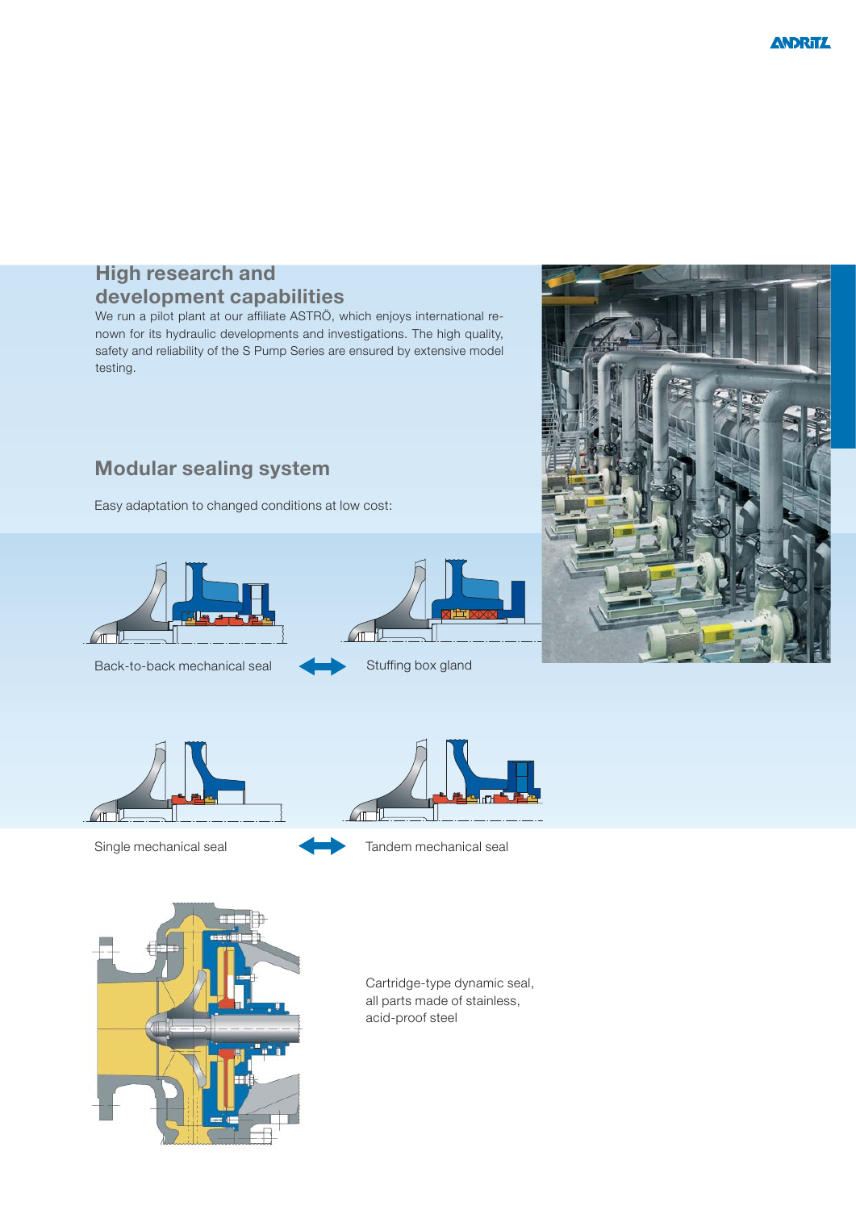## High research and development capabilities

We run a pilot plant at our affiliate ASTRÖ, which enjoys international renown for its hydraulic developments and investigations. The high quality, safety and reliability of the S Pump Series are ensured by extensive model testing.

## Modular sealing system

Easy adaptation to changed conditions at low cost:

Back-to-back mechanical seal

Stuffing box gland

Single mechanical seal

Tandem mechanical seal

Cartridge-type dynamic seal, all parts made of stainless, acid-proof steel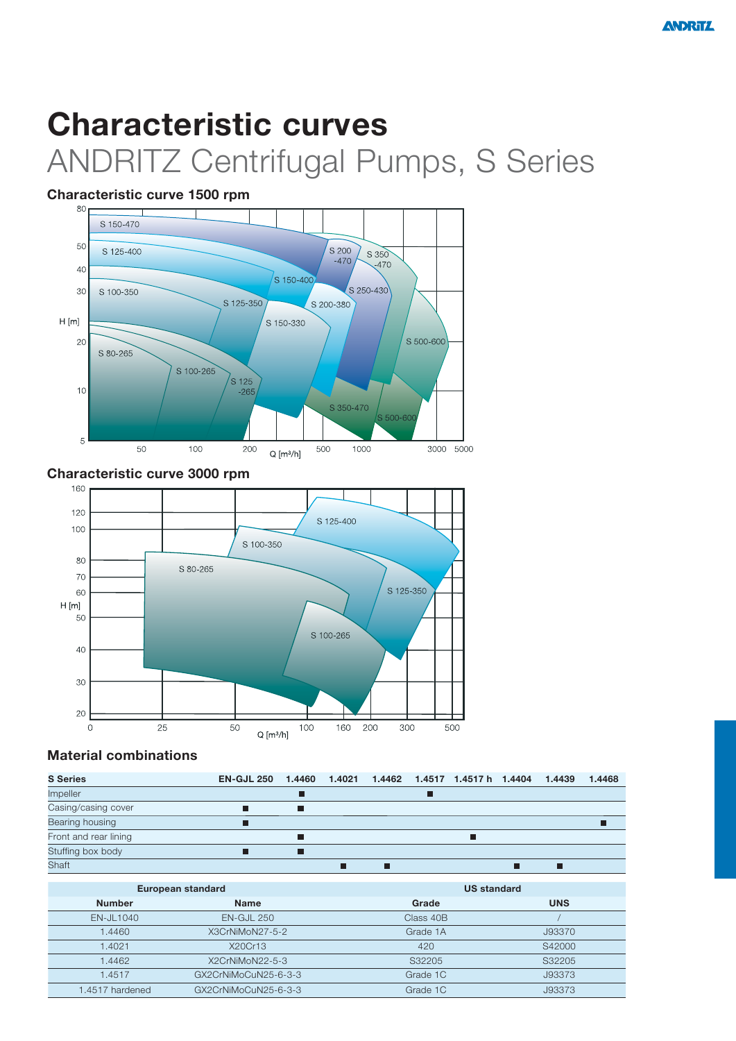# Characteristic curves

## ANDRITZ Centrifugal Pumps, S Series

### Characteristic curve 1500 rpm

### Characteristic curve 3000 rpm

### Material combinations

| S Series | EN-GJL 250 | 1.4460 | 1.4021 | 1.4462 | 1.4517 | 1.4517 h | 1.4404 | 1.4439 | 1.4468 |
|---|---|---|---|---|---|---|---|---|---|
| Impeller | | ■ | | | ■ | | | | |
| Casing/casing cover | ■ | ■ | | | | | | | |
| Bearing housing | ■ | | | | | | | | ■ |
| Front and rear lining | | ■ | | | | ■ | | | |
| Stuffing box body | ■ | ■ | | | | | | | |
| Shaft | | | ■ | ■ | | | ■ | ■ | |

| European standard | | US standard | |
|---|---|---|---|
| Number | Name | Grade | UNS |
| EN-JL1040 | EN-GJL 250 | Class 40B | / |
| 1.4460 | X3CrNiMoN27-5-2 | Grade 1A | J93370 |
| 1.4021 | X20Cr13 | 420 | S42000 |
| 1.4462 | X2CrNiMoN22-5-3 | S32205 | S32205 |
| 1.4517 | GX2CrNiMoCuN25-6-3-3 | Grade 1C | J93373 |
| 1.4517 hardened | GX2CrNiMoCuN25-6-3-3 | Grade 1C | J93373 |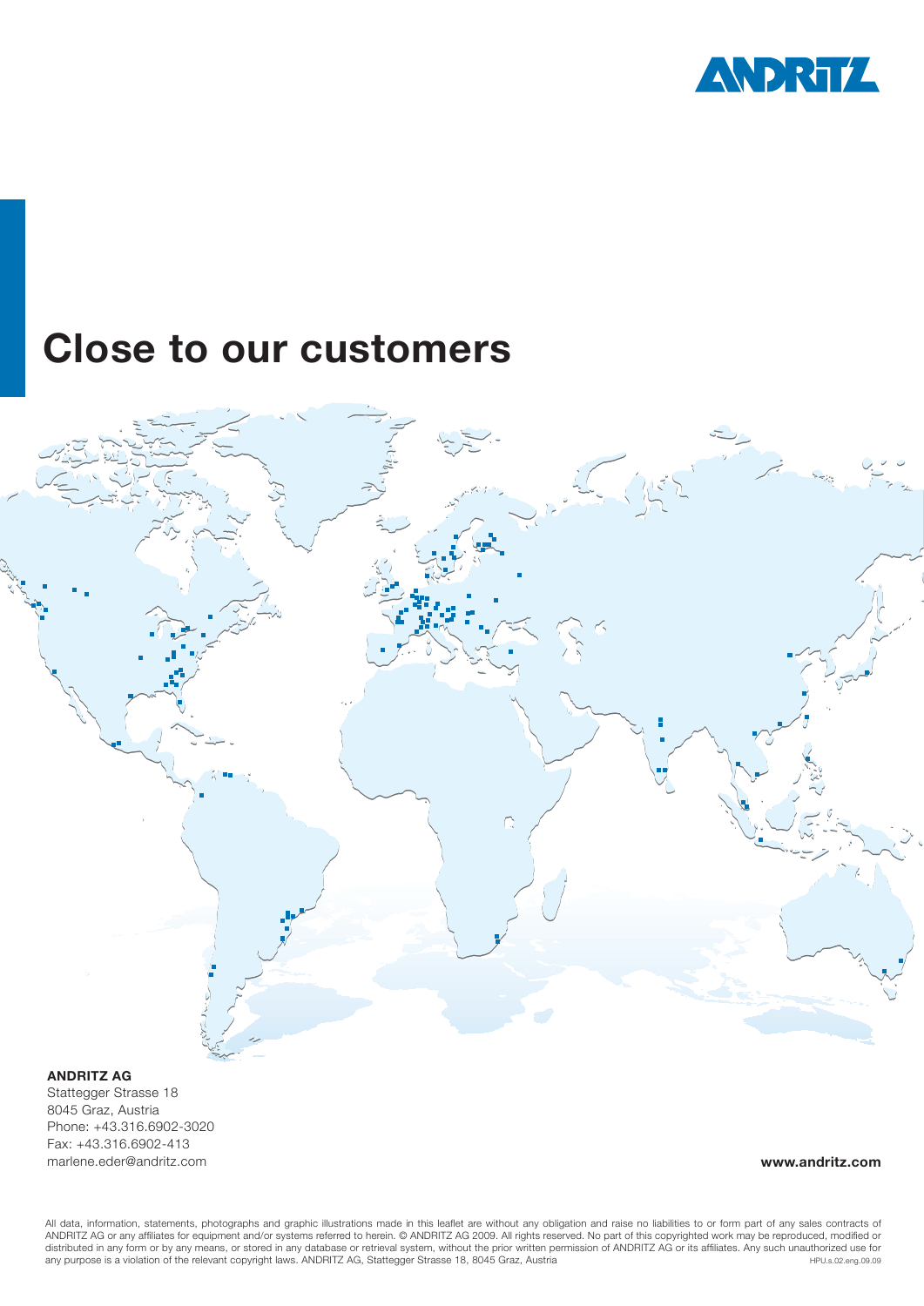# Close to our customers

**ANDRITZ AG**
Stattegger Strasse 18
8045 Graz, Austria
Phone: +43.316.6902-3020
Fax: +43.316.6902-413
marlene.eder@andritz.com

**www.andritz.com**

All data, information, statements, photographs and graphic illustrations made in this leaflet are without any obligation and raise no liabilities to or form part of any sales contracts of ANDRITZ AG or any affiliates for equipment and/or systems referred to herein. © ANDRITZ AG 2009. All rights reserved. No part of this copyrighted work may be reproduced, modified or distributed in any form or by any means, or stored in any database or retrieval system, without the prior written permission of ANDRITZ AG or its affiliates. Any such unauthorized use for any purpose is a violation of the relevant copyright laws. ANDRITZ AG, Stattegger Strasse 18, 8045 Graz, Austria

HPU.s.02.eng.09.09